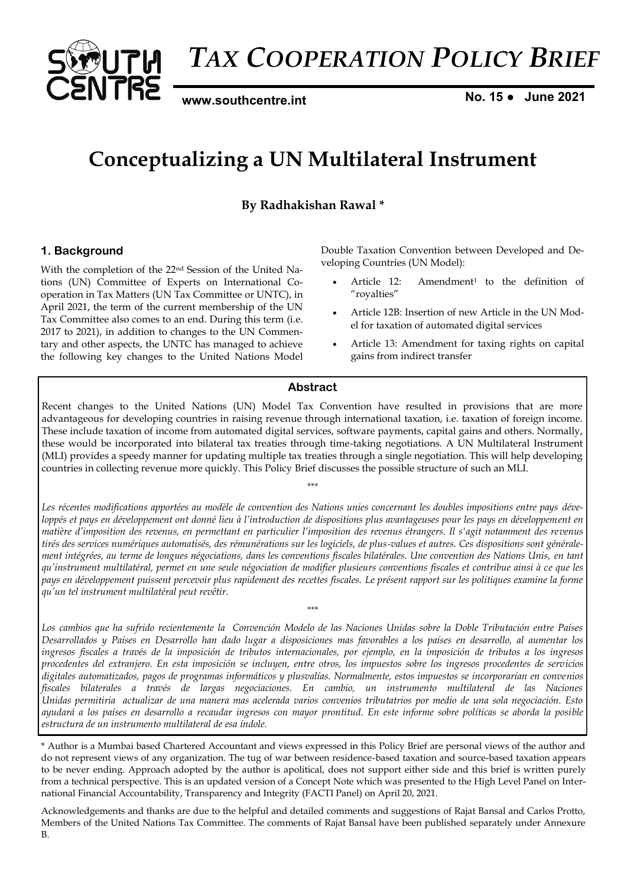# TAX COOPERATION POLICY BRIEF

www.southcentre.int

No. 15 ● June 2021

# Conceptualizing a UN Multilateral Instrument

**By Radhakishan Rawal \***

## Abstract

Recent changes to the United Nations (UN) Model Tax Convention have resulted in provisions that are more advantageous for developing countries in raising revenue through international taxation, i.e. taxation of foreign income. These include taxation of income from automated digital services, software payments, capital gains and others. Normally, these would be incorporated into bilateral tax treaties through time-taking negotiations. A UN Multilateral Instrument (MLI) provides a speedy manner for updating multiple tax treaties through a single negotiation. This will help developing countries in collecting revenue more quickly. This Policy Brief discusses the possible structure of such an MLI.

\*\*\*

*Les récentes modifications apportées au modèle de convention des Nations unies concernant les doubles impositions entre pays développés et pays en développement ont donné lieu à l'introduction de dispositions plus avantageuses pour les pays en développement en matière d'imposition des revenus, en permettant en particulier l'imposition des revenus étrangers. Il s'agit notamment des revenus tirés des services numériques automatisés, des rémunérations sur les logiciels, de plus-values et autres. Ces dispositions sont généralement intégrées, au terme de longues négociations, dans les conventions fiscales bilatérales. Une convention des Nations Unis, en tant qu'instrument multilatéral, permet en une seule négociation de modifier plusieurs conventions fiscales et contribue ainsi à ce que les pays en développement puissent percevoir plus rapidement des recettes fiscales. Le présent rapport sur les politiques examine la forme qu'un tel instrument multilatéral peut revêtir.*

\*\*\*

*Los cambios que ha sufrido recientemente la Convención Modelo de las Naciones Unidas sobre la Doble Tributación entre Países Desarrollados y Países en Desarrollo han dado lugar a disposiciones mas favorables a los países en desarrollo, al aumentar los ingresos fiscales a través de la imposición de tributos internacionales, por ejemplo, en la imposición de tributos a los ingresos procedentes del extranjero. En esta imposición se incluyen, entre otros, los impuestos sobre los ingresos procedentes de servicios digitales automatizados, pagos de programas informáticos y plusvalías. Normalmente, estos impuestos se incorporarían en convenios fiscales bilaterales a través de largas negociaciones. En cambio, un instrumento multilateral de las Naciones Unidas permitiría actualizar de una manera mas acelerada varios convenios tributatrios por medio de una sola negociación. Esto ayudará a los países en desarrollo a recaudar ingresos con mayor prontitud. En este informe sobre políticas se aborda la posible estructura de un instrumento multilateral de esa índole.*

## 1. Background

With the completion of the 22nd Session of the United Nations (UN) Committee of Experts on International Cooperation in Tax Matters (UN Tax Committee or UNTC), in April 2021, the term of the current membership of the UN Tax Committee also comes to an end. During this term (i.e. 2017 to 2021), in addition to changes to the UN Commentary and other aspects, the UNTC has managed to achieve the following key changes to the United Nations Model Double Taxation Convention between Developed and Developing Countries (UN Model):

- Article 12: Amendment[1] to the definition of "royalties"
- Article 12B: Insertion of new Article in the UN Model for taxation of automated digital services
- Article 13: Amendment for taxing rights on capital gains from indirect transfer

\* Author is a Mumbai based Chartered Accountant and views expressed in this Policy Brief are personal views of the author and do not represent views of any organization. The tug of war between residence-based taxation and source-based taxation appears to be never ending. Approach adopted by the author is apolitical, does not support either side and this brief is written purely from a technical perspective. This is an updated version of a Concept Note which was presented to the High Level Panel on International Financial Accountability, Transparency and Integrity (FACTI Panel) on April 20, 2021.

Acknowledgements and thanks are due to the helpful and detailed comments and suggestions of Rajat Bansal and Carlos Protto, Members of the United Nations Tax Committee. The comments of Rajat Bansal have been published separately under Annexure B.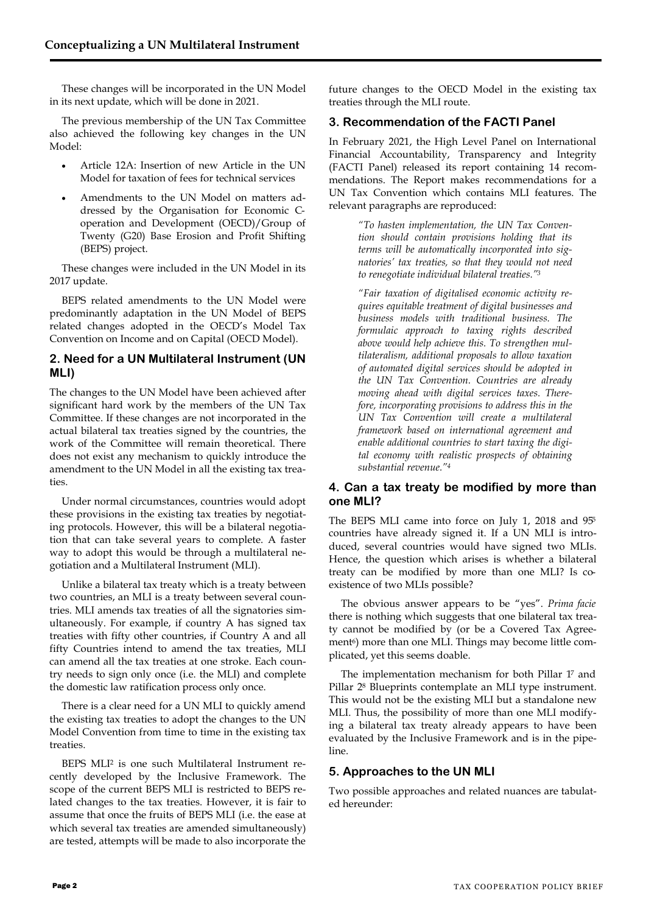These changes will be incorporated in the UN Model in its next update, which will be done in 2021.

The previous membership of the UN Tax Committee also achieved the following key changes in the UN Model:

- Article 12A: Insertion of new Article in the UN Model for taxation of fees for technical services
- Amendments to the UN Model on matters addressed by the Organisation for Economic C-operation and Development (OECD)/Group of Twenty (G20) Base Erosion and Profit Shifting (BEPS) project.

These changes were included in the UN Model in its 2017 update.

BEPS related amendments to the UN Model were predominantly adaptation in the UN Model of BEPS related changes adopted in the OECD's Model Tax Convention on Income and on Capital (OECD Model).

## 2. Need for a UN Multilateral Instrument (UN MLI)

The changes to the UN Model have been achieved after significant hard work by the members of the UN Tax Committee. If these changes are not incorporated in the actual bilateral tax treaties signed by the countries, the work of the Committee will remain theoretical. There does not exist any mechanism to quickly introduce the amendment to the UN Model in all the existing tax treaties.

Under normal circumstances, countries would adopt these provisions in the existing tax treaties by negotiating protocols. However, this will be a bilateral negotiation that can take several years to complete. A faster way to adopt this would be through a multilateral negotiation and a Multilateral Instrument (MLI).

Unlike a bilateral tax treaty which is a treaty between two countries, an MLI is a treaty between several countries. MLI amends tax treaties of all the signatories simultaneously. For example, if country A has signed tax treaties with fifty other countries, if Country A and all fifty Countries intend to amend the tax treaties, MLI can amend all the tax treaties at one stroke. Each country needs to sign only once (i.e. the MLI) and complete the domestic law ratification process only once.

There is a clear need for a UN MLI to quickly amend the existing tax treaties to adopt the changes to the UN Model Convention from time to time in the existing tax treaties.

BEPS MLI[2] is one such Multilateral Instrument recently developed by the Inclusive Framework. The scope of the current BEPS MLI is restricted to BEPS related changes to the tax treaties. However, it is fair to assume that once the fruits of BEPS MLI (i.e. the ease at which several tax treaties are amended simultaneously) are tested, attempts will be made to also incorporate the future changes to the OECD Model in the existing tax treaties through the MLI route.

## 3. Recommendation of the FACTI Panel

In February 2021, the High Level Panel on International Financial Accountability, Transparency and Integrity (FACTI Panel) released its report containing 14 recommendations. The Report makes recommendations for a UN Tax Convention which contains MLI features. The relevant paragraphs are reproduced:

> *"To hasten implementation, the UN Tax Convention should contain provisions holding that its terms will be automatically incorporated into signatories' tax treaties, so that they would not need to renegotiate individual bilateral treaties."*[3]

> *"Fair taxation of digitalised economic activity requires equitable treatment of digital businesses and business models with traditional business. The formulaic approach to taxing rights described above would help achieve this. To strengthen multilateralism, additional proposals to allow taxation of automated digital services should be adopted in the UN Tax Convention. Countries are already moving ahead with digital services taxes. Therefore, incorporating provisions to address this in the UN Tax Convention will create a multilateral framework based on international agreement and enable additional countries to start taxing the digital economy with realistic prospects of obtaining substantial revenue."*[4]

## 4. Can a tax treaty be modified by more than one MLI?

The BEPS MLI came into force on July 1, 2018 and 95[5] countries have already signed it. If a UN MLI is introduced, several countries would have signed two MLIs. Hence, the question which arises is whether a bilateral treaty can be modified by more than one MLI? Is co-existence of two MLIs possible?

The obvious answer appears to be "yes". *Prima facie* there is nothing which suggests that one bilateral tax treaty cannot be modified by (or be a Covered Tax Agreement[6]) more than one MLI. Things may become little complicated, yet this seems doable.

The implementation mechanism for both Pillar 1[7] and Pillar 2[8] Blueprints contemplate an MLI type instrument. This would not be the existing MLI but a standalone new MLI. Thus, the possibility of more than one MLI modifying a bilateral tax treaty already appears to have been evaluated by the Inclusive Framework and is in the pipeline.

## 5. Approaches to the UN MLI

Two possible approaches and related nuances are tabulated hereunder: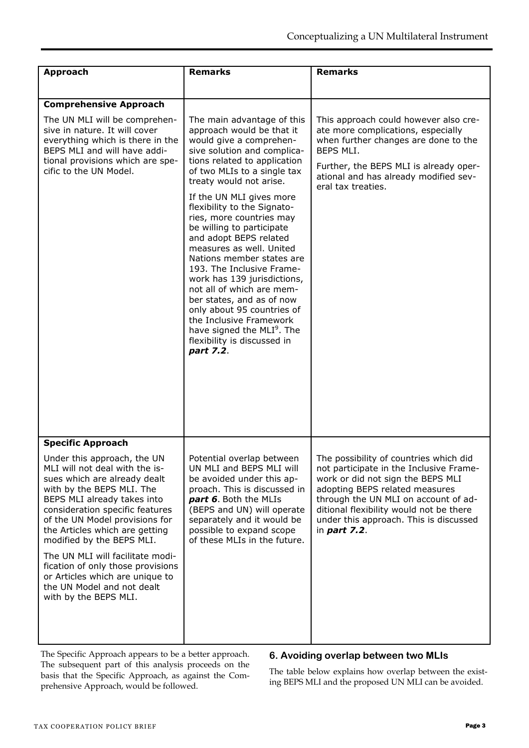| Approach | Remarks | Remarks |
| --- | --- | --- |
| **Comprehensive Approach**<br><br>The UN MLI will be comprehensive in nature. It will cover everything which is there in the BEPS MLI and will have additional provisions which are specific to the UN Model. | The main advantage of this approach would be that it would give a comprehensive solution and complications related to application of two MLIs to a single tax treaty would not arise.<br><br>If the UN MLI gives more flexibility to the Signatories, more countries may be willing to participate and adopt BEPS related measures as well. United Nations member states are 193. The Inclusive Framework has 139 jurisdictions, not all of which are member states, and as of now only about 95 countries of the Inclusive Framework have signed the MLI[9]. The flexibility is discussed in ***part 7.2***. | This approach could however also create more complications, especially when further changes are done to the BEPS MLI.<br><br>Further, the BEPS MLI is already operational and has already modified several tax treaties. |
| **Specific Approach**<br><br>Under this approach, the UN MLI will not deal with the issues which are already dealt with by the BEPS MLI. The BEPS MLI already takes into consideration specific features of the UN Model provisions for the Articles which are getting modified by the BEPS MLI.<br><br>The UN MLI will facilitate modification of only those provisions or Articles which are unique to the UN Model and not dealt with by the BEPS MLI. | Potential overlap between UN MLI and BEPS MLI will be avoided under this approach. This is discussed in ***part 6***. Both the MLIs (BEPS and UN) will operate separately and it would be possible to expand scope of these MLIs in the future. | The possibility of countries which did not participate in the Inclusive Framework or did not sign the BEPS MLI adopting BEPS related measures through the UN MLI on account of additional flexibility would not be there under this approach. This is discussed in ***part 7.2***. |

The Specific Approach appears to be a better approach. The subsequent part of this analysis proceeds on the basis that the Specific Approach, as against the Comprehensive Approach, would be followed.

## 6. Avoiding overlap between two MLIs

The table below explains how overlap between the existing BEPS MLI and the proposed UN MLI can be avoided.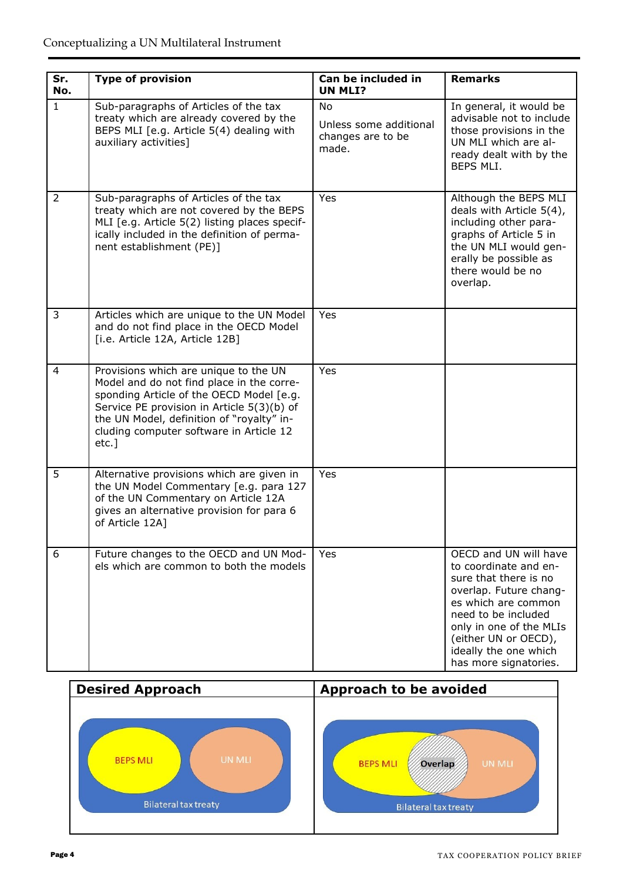| Sr. No. | Type of provision | Can be included in UN MLI? | Remarks |
|---|---|---|---|
| 1 | Sub-paragraphs of Articles of the tax treaty which are already covered by the BEPS MLI [e.g. Article 5(4) dealing with auxiliary activities] | No<br><br>Unless some additional changes are to be made. | In general, it would be advisable not to include those provisions in the UN MLI which are already dealt with by the BEPS MLI. |
| 2 | Sub-paragraphs of Articles of the tax treaty which are not covered by the BEPS MLI [e.g. Article 5(2) listing places specifically included in the definition of permanent establishment (PE)] | Yes | Although the BEPS MLI deals with Article 5(4), including other paragraphs of Article 5 in the UN MLI would generally be possible as there would be no overlap. |
| 3 | Articles which are unique to the UN Model and do not find place in the OECD Model [i.e. Article 12A, Article 12B] | Yes | |
| 4 | Provisions which are unique to the UN Model and do not find place in the corresponding Article of the OECD Model [e.g. Service PE provision in Article 5(3)(b) of the UN Model, definition of "royalty" including computer software in Article 12 etc.] | Yes | |
| 5 | Alternative provisions which are given in the UN Model Commentary [e.g. para 127 of the UN Commentary on Article 12A gives an alternative provision for para 6 of Article 12A] | Yes | |
| 6 | Future changes to the OECD and UN Models which are common to both the models | Yes | OECD and UN will have to coordinate and ensure that there is no overlap. Future changes which are common need to be included only in one of the MLIs (either UN or OECD), ideally the one which has more signatories. |

| Desired Approach | Approach to be avoided |
|---|---|
| BEPS MLI, UN MLI — Bilateral tax treaty | BEPS MLI, Overlap, UN MLI — Bilateral tax treaty |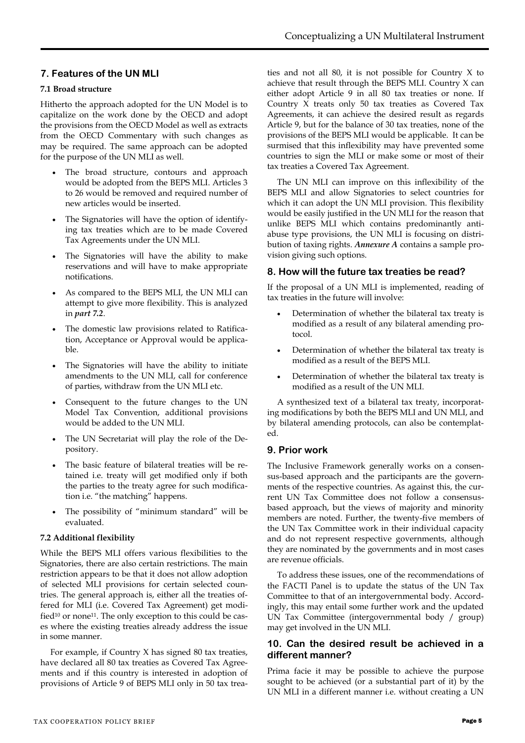## 7. Features of the UN MLI

### 7.1 Broad structure

Hitherto the approach adopted for the UN Model is to capitalize on the work done by the OECD and adopt the provisions from the OECD Model as well as extracts from the OECD Commentary with such changes as may be required. The same approach can be adopted for the purpose of the UN MLI as well.

- The broad structure, contours and approach would be adopted from the BEPS MLI. Articles 3 to 26 would be removed and required number of new articles would be inserted.
- The Signatories will have the option of identifying tax treaties which are to be made Covered Tax Agreements under the UN MLI.
- The Signatories will have the ability to make reservations and will have to make appropriate notifications.
- As compared to the BEPS MLI, the UN MLI can attempt to give more flexibility. This is analyzed in ***part 7.2***.
- The domestic law provisions related to Ratification, Acceptance or Approval would be applicable.
- The Signatories will have the ability to initiate amendments to the UN MLI, call for conference of parties, withdraw from the UN MLI etc.
- Consequent to the future changes to the UN Model Tax Convention, additional provisions would be added to the UN MLI.
- The UN Secretariat will play the role of the Depository.
- The basic feature of bilateral treaties will be retained i.e. treaty will get modified only if both the parties to the treaty agree for such modification i.e. "the matching" happens.
- The possibility of "minimum standard" will be evaluated.

### 7.2 Additional flexibility

While the BEPS MLI offers various flexibilities to the Signatories, there are also certain restrictions. The main restriction appears to be that it does not allow adoption of selected MLI provisions for certain selected countries. The general approach is, either all the treaties offered for MLI (i.e. Covered Tax Agreement) get modified[10] or none[11]. The only exception to this could be cases where the existing treaties already address the issue in some manner.

For example, if Country X has signed 80 tax treaties, have declared all 80 tax treaties as Covered Tax Agreements and if this country is interested in adoption of provisions of Article 9 of BEPS MLI only in 50 tax treaties and not all 80, it is not possible for Country X to achieve that result through the BEPS MLI. Country X can either adopt Article 9 in all 80 tax treaties or none. If Country X treats only 50 tax treaties as Covered Tax Agreements, it can achieve the desired result as regards Article 9, but for the balance of 30 tax treaties, none of the provisions of the BEPS MLI would be applicable. It can be surmised that this inflexibility may have prevented some countries to sign the MLI or make some or most of their tax treaties a Covered Tax Agreement.

The UN MLI can improve on this inflexibility of the BEPS MLI and allow Signatories to select countries for which it can adopt the UN MLI provision. This flexibility would be easily justified in the UN MLI for the reason that unlike BEPS MLI which contains predominantly anti-abuse type provisions, the UN MLI is focusing on distribution of taxing rights. ***Annexure A*** contains a sample provision giving such options.

## 8. How will the future tax treaties be read?

If the proposal of a UN MLI is implemented, reading of tax treaties in the future will involve:

- Determination of whether the bilateral tax treaty is modified as a result of any bilateral amending protocol.
- Determination of whether the bilateral tax treaty is modified as a result of the BEPS MLI.
- Determination of whether the bilateral tax treaty is modified as a result of the UN MLI.

A synthesized text of a bilateral tax treaty, incorporating modifications by both the BEPS MLI and UN MLI, and by bilateral amending protocols, can also be contemplated.

## 9. Prior work

The Inclusive Framework generally works on a consensus-based approach and the participants are the governments of the respective countries. As against this, the current UN Tax Committee does not follow a consensus-based approach, but the views of majority and minority members are noted. Further, the twenty-five members of the UN Tax Committee work in their individual capacity and do not represent respective governments, although they are nominated by the governments and in most cases are revenue officials.

To address these issues, one of the recommendations of the FACTI Panel is to update the status of the UN Tax Committee to that of an intergovernmental body. Accordingly, this may entail some further work and the updated UN Tax Committee (intergovernmental body / group) may get involved in the UN MLI.

## 10. Can the desired result be achieved in a different manner?

Prima facie it may be possible to achieve the purpose sought to be achieved (or a substantial part of it) by the UN MLI in a different manner i.e. without creating a UN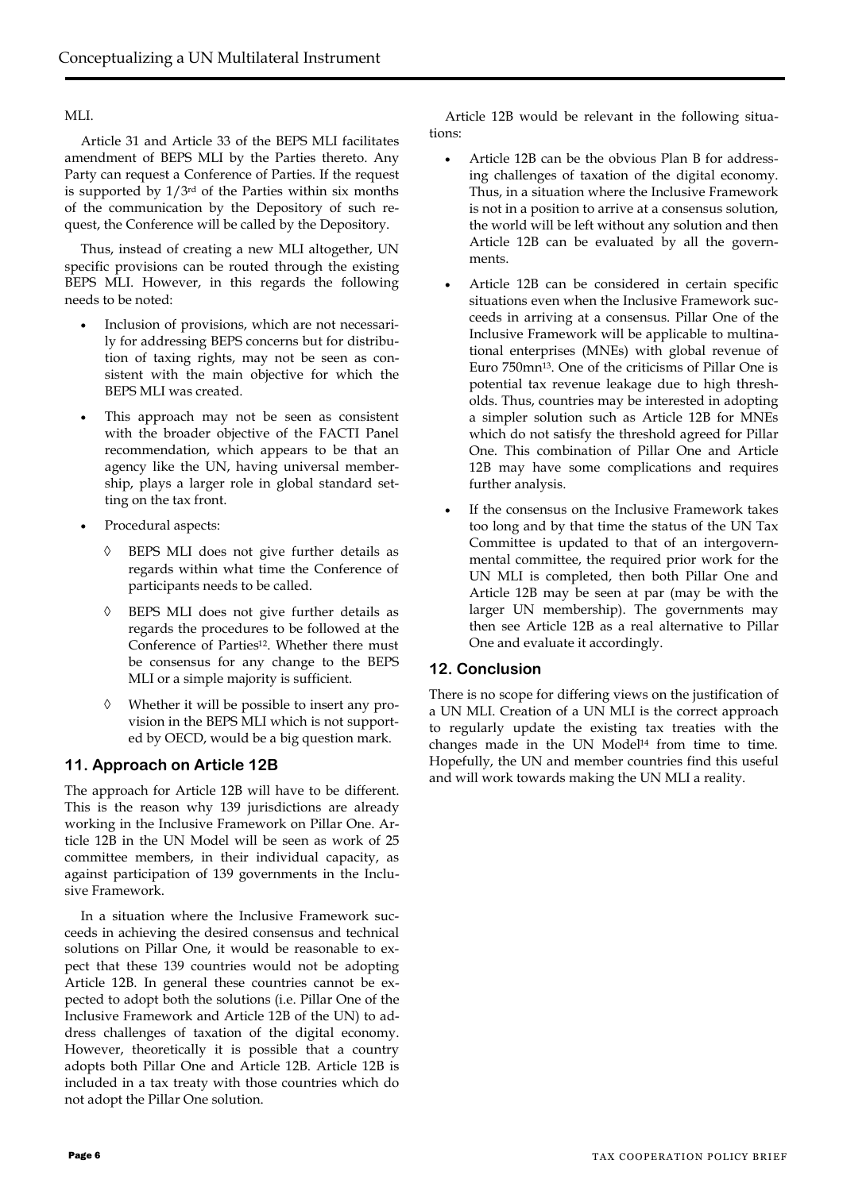MLI.

Article 31 and Article 33 of the BEPS MLI facilitates amendment of BEPS MLI by the Parties thereto. Any Party can request a Conference of Parties. If the request is supported by 1/3rd of the Parties within six months of the communication by the Depository of such request, the Conference will be called by the Depository.

Thus, instead of creating a new MLI altogether, UN specific provisions can be routed through the existing BEPS MLI. However, in this regards the following needs to be noted:

- Inclusion of provisions, which are not necessarily for addressing BEPS concerns but for distribution of taxing rights, may not be seen as consistent with the main objective for which the BEPS MLI was created.
- This approach may not be seen as consistent with the broader objective of the FACTI Panel recommendation, which appears to be that an agency like the UN, having universal membership, plays a larger role in global standard setting on the tax front.
- Procedural aspects:
  - ◊ BEPS MLI does not give further details as regards within what time the Conference of participants needs to be called.
  - ◊ BEPS MLI does not give further details as regards the procedures to be followed at the Conference of Parties[12]. Whether there must be consensus for any change to the BEPS MLI or a simple majority is sufficient.
  - ◊ Whether it will be possible to insert any provision in the BEPS MLI which is not supported by OECD, would be a big question mark.

## 11. Approach on Article 12B

The approach for Article 12B will have to be different. This is the reason why 139 jurisdictions are already working in the Inclusive Framework on Pillar One. Article 12B in the UN Model will be seen as work of 25 committee members, in their individual capacity, as against participation of 139 governments in the Inclusive Framework.

In a situation where the Inclusive Framework succeeds in achieving the desired consensus and technical solutions on Pillar One, it would be reasonable to expect that these 139 countries would not be adopting Article 12B. In general these countries cannot be expected to adopt both the solutions (i.e. Pillar One of the Inclusive Framework and Article 12B of the UN) to address challenges of taxation of the digital economy. However, theoretically it is possible that a country adopts both Pillar One and Article 12B. Article 12B is included in a tax treaty with those countries which do not adopt the Pillar One solution.

Article 12B would be relevant in the following situations:

- Article 12B can be the obvious Plan B for addressing challenges of taxation of the digital economy. Thus, in a situation where the Inclusive Framework is not in a position to arrive at a consensus solution, the world will be left without any solution and then Article 12B can be evaluated by all the governments.
- Article 12B can be considered in certain specific situations even when the Inclusive Framework succeeds in arriving at a consensus. Pillar One of the Inclusive Framework will be applicable to multinational enterprises (MNEs) with global revenue of Euro 750mn[13]. One of the criticisms of Pillar One is potential tax revenue leakage due to high thresholds. Thus, countries may be interested in adopting a simpler solution such as Article 12B for MNEs which do not satisfy the threshold agreed for Pillar One. This combination of Pillar One and Article 12B may have some complications and requires further analysis.
- If the consensus on the Inclusive Framework takes too long and by that time the status of the UN Tax Committee is updated to that of an intergovernmental committee, the required prior work for the UN MLI is completed, then both Pillar One and Article 12B may be seen at par (may be with the larger UN membership). The governments may then see Article 12B as a real alternative to Pillar One and evaluate it accordingly.

## 12. Conclusion

There is no scope for differing views on the justification of a UN MLI. Creation of a UN MLI is the correct approach to regularly update the existing tax treaties with the changes made in the UN Model[14] from time to time. Hopefully, the UN and member countries find this useful and will work towards making the UN MLI a reality.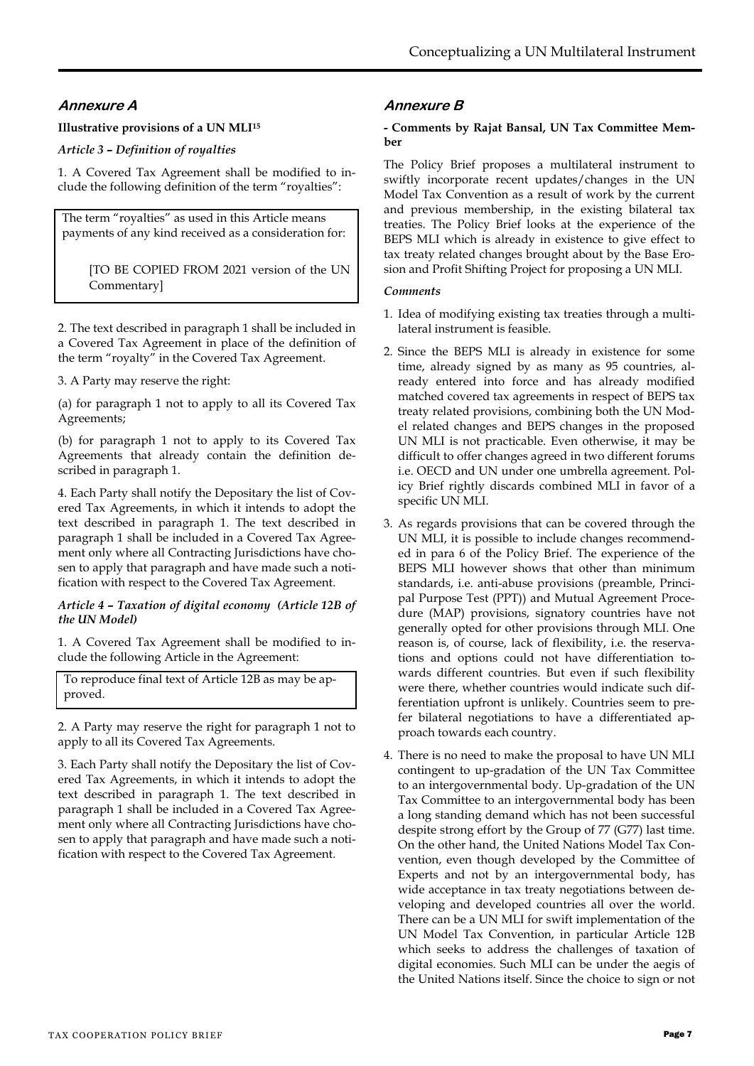## *Annexure A*

**Illustrative provisions of a UN MLI[15]**

***Article 3 – Definition of royalties***

1. A Covered Tax Agreement shall be modified to include the following definition of the term "royalties":

> The term "royalties" as used in this Article means payments of any kind received as a consideration for:
>
> [TO BE COPIED FROM 2021 version of the UN Commentary]

2. The text described in paragraph 1 shall be included in a Covered Tax Agreement in place of the definition of the term "royalty" in the Covered Tax Agreement.

3. A Party may reserve the right:

(a) for paragraph 1 not to apply to all its Covered Tax Agreements;

(b) for paragraph 1 not to apply to its Covered Tax Agreements that already contain the definition described in paragraph 1.

4. Each Party shall notify the Depositary the list of Covered Tax Agreements, in which it intends to adopt the text described in paragraph 1. The text described in paragraph 1 shall be included in a Covered Tax Agreement only where all Contracting Jurisdictions have chosen to apply that paragraph and have made such a notification with respect to the Covered Tax Agreement.

***Article 4 – Taxation of digital economy (Article 12B of the UN Model)***

1. A Covered Tax Agreement shall be modified to include the following Article in the Agreement:

> To reproduce final text of Article 12B as may be approved.

2. A Party may reserve the right for paragraph 1 not to apply to all its Covered Tax Agreements.

3. Each Party shall notify the Depositary the list of Covered Tax Agreements, in which it intends to adopt the text described in paragraph 1. The text described in paragraph 1 shall be included in a Covered Tax Agreement only where all Contracting Jurisdictions have chosen to apply that paragraph and have made such a notification with respect to the Covered Tax Agreement.

## *Annexure B*

**- Comments by Rajat Bansal, UN Tax Committee Member**

The Policy Brief proposes a multilateral instrument to swiftly incorporate recent updates/changes in the UN Model Tax Convention as a result of work by the current and previous membership, in the existing bilateral tax treaties. The Policy Brief looks at the experience of the BEPS MLI which is already in existence to give effect to tax treaty related changes brought about by the Base Erosion and Profit Shifting Project for proposing a UN MLI.

***Comments***

1. Idea of modifying existing tax treaties through a multilateral instrument is feasible.
2. Since the BEPS MLI is already in existence for some time, already signed by as many as 95 countries, already entered into force and has already modified matched covered tax agreements in respect of BEPS tax treaty related provisions, combining both the UN Model related changes and BEPS changes in the proposed UN MLI is not practicable. Even otherwise, it may be difficult to offer changes agreed in two different forums i.e. OECD and UN under one umbrella agreement. Policy Brief rightly discards combined MLI in favor of a specific UN MLI.
3. As regards provisions that can be covered through the UN MLI, it is possible to include changes recommended in para 6 of the Policy Brief. The experience of the BEPS MLI however shows that other than minimum standards, i.e. anti-abuse provisions (preamble, Principal Purpose Test (PPT)) and Mutual Agreement Procedure (MAP) provisions, signatory countries have not generally opted for other provisions through MLI. One reason is, of course, lack of flexibility, i.e. the reservations and options could not have differentiation towards different countries. But even if such flexibility were there, whether countries would indicate such differentiation upfront is unlikely. Countries seem to prefer bilateral negotiations to have a differentiated approach towards each country.
4. There is no need to make the proposal to have UN MLI contingent to up-gradation of the UN Tax Committee to an intergovernmental body. Up-gradation of the UN Tax Committee to an intergovernmental body has been a long standing demand which has not been successful despite strong effort by the Group of 77 (G77) last time. On the other hand, the United Nations Model Tax Convention, even though developed by the Committee of Experts and not by an intergovernmental body, has wide acceptance in tax treaty negotiations between developing and developed countries all over the world. There can be a UN MLI for swift implementation of the UN Model Tax Convention, in particular Article 12B which seeks to address the challenges of taxation of digital economies. Such MLI can be under the aegis of the United Nations itself. Since the choice to sign or not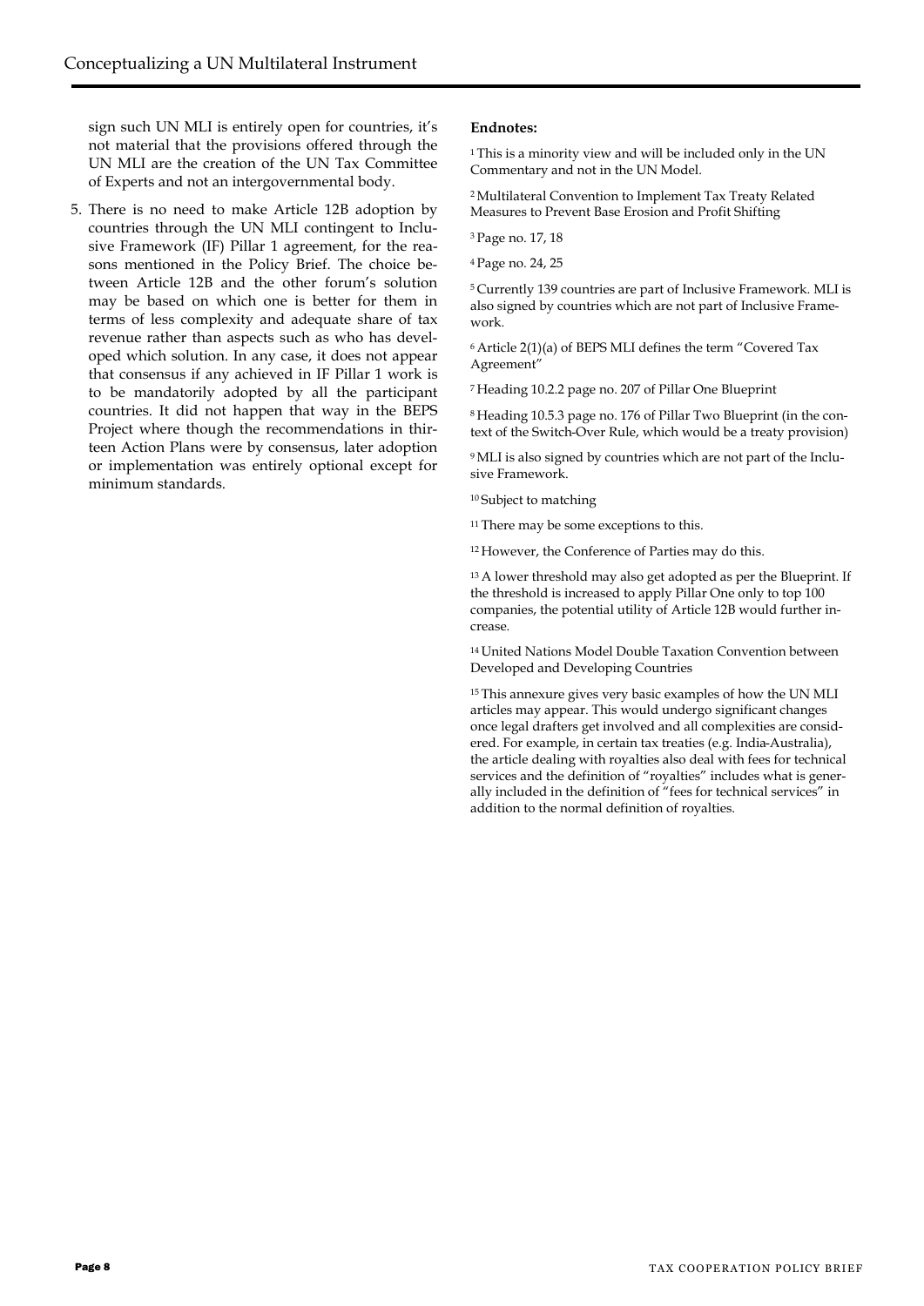sign such UN MLI is entirely open for countries, it's not material that the provisions offered through the UN MLI are the creation of the UN Tax Committee of Experts and not an intergovernmental body.

5. There is no need to make Article 12B adoption by countries through the UN MLI contingent to Inclusive Framework (IF) Pillar 1 agreement, for the reasons mentioned in the Policy Brief. The choice between Article 12B and the other forum's solution may be based on which one is better for them in terms of less complexity and adequate share of tax revenue rather than aspects such as who has developed which solution. In any case, it does not appear that consensus if any achieved in IF Pillar 1 work is to be mandatorily adopted by all the participant countries. It did not happen that way in the BEPS Project where though the recommendations in thirteen Action Plans were by consensus, later adoption or implementation was entirely optional except for minimum standards.

**Endnotes:**

[1] This is a minority view and will be included only in the UN Commentary and not in the UN Model.

[2] Multilateral Convention to Implement Tax Treaty Related Measures to Prevent Base Erosion and Profit Shifting

[3] Page no. 17, 18

[4] Page no. 24, 25

[5] Currently 139 countries are part of Inclusive Framework. MLI is also signed by countries which are not part of Inclusive Framework.

[6] Article 2(1)(a) of BEPS MLI defines the term "Covered Tax Agreement"

[7] Heading 10.2.2 page no. 207 of Pillar One Blueprint

[8] Heading 10.5.3 page no. 176 of Pillar Two Blueprint (in the context of the Switch-Over Rule, which would be a treaty provision)

[9] MLI is also signed by countries which are not part of the Inclusive Framework.

[10] Subject to matching

[11] There may be some exceptions to this.

[12] However, the Conference of Parties may do this.

[13] A lower threshold may also get adopted as per the Blueprint. If the threshold is increased to apply Pillar One only to top 100 companies, the potential utility of Article 12B would further increase.

[14] United Nations Model Double Taxation Convention between Developed and Developing Countries

[15] This annexure gives very basic examples of how the UN MLI articles may appear. This would undergo significant changes once legal drafters get involved and all complexities are considered. For example, in certain tax treaties (e.g. India-Australia), the article dealing with royalties also deal with fees for technical services and the definition of "royalties" includes what is generally included in the definition of "fees for technical services" in addition to the normal definition of royalties.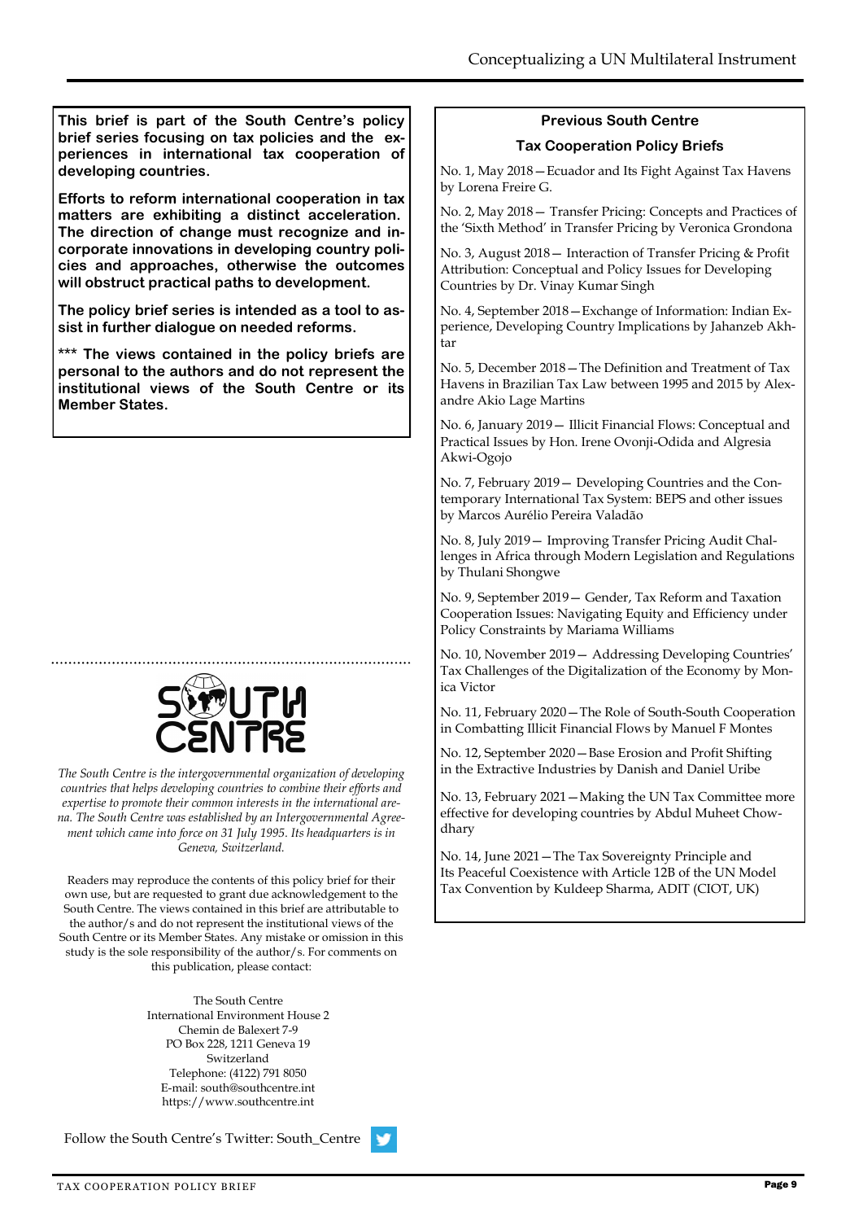**This brief is part of the South Centre's policy brief series focusing on tax policies and the experiences in international tax cooperation of developing countries.**

**Efforts to reform international cooperation in tax matters are exhibiting a distinct acceleration. The direction of change must recognize and incorporate innovations in developing country policies and approaches, otherwise the outcomes will obstruct practical paths to development.**

**The policy brief series is intended as a tool to assist in further dialogue on needed reforms.**

**\*\*\* The views contained in the policy briefs are personal to the authors and do not represent the institutional views of the South Centre or its Member States.**

*The South Centre is the intergovernmental organization of developing countries that helps developing countries to combine their efforts and expertise to promote their common interests in the international arena. The South Centre was established by an Intergovernmental Agreement which came into force on 31 July 1995. Its headquarters is in Geneva, Switzerland.*

Readers may reproduce the contents of this policy brief for their own use, but are requested to grant due acknowledgement to the South Centre. The views contained in this brief are attributable to the author/s and do not represent the institutional views of the South Centre or its Member States. Any mistake or omission in this study is the sole responsibility of the author/s. For comments on this publication, please contact:

The South Centre
International Environment House 2
Chemin de Balexert 7-9
PO Box 228, 1211 Geneva 19
Switzerland
Telephone: (4122) 791 8050
E-mail: south@southcentre.int
https://www.southcentre.int

Follow the South Centre's Twitter: South_Centre

### Previous South Centre Tax Cooperation Policy Briefs

No. 1, May 2018—Ecuador and Its Fight Against Tax Havens by Lorena Freire G.

No. 2, May 2018— Transfer Pricing: Concepts and Practices of the 'Sixth Method' in Transfer Pricing by Veronica Grondona

No. 3, August 2018— Interaction of Transfer Pricing & Profit Attribution: Conceptual and Policy Issues for Developing Countries by Dr. Vinay Kumar Singh

No. 4, September 2018—Exchange of Information: Indian Experience, Developing Country Implications by Jahanzeb Akhtar

No. 5, December 2018—The Definition and Treatment of Tax Havens in Brazilian Tax Law between 1995 and 2015 by Alexandre Akio Lage Martins

No. 6, January 2019— Illicit Financial Flows: Conceptual and Practical Issues by Hon. Irene Ovonji-Odida and Algresia Akwi-Ogojo

No. 7, February 2019— Developing Countries and the Contemporary International Tax System: BEPS and other issues by Marcos Aurélio Pereira Valadão

No. 8, July 2019— Improving Transfer Pricing Audit Challenges in Africa through Modern Legislation and Regulations by Thulani Shongwe

No. 9, September 2019— Gender, Tax Reform and Taxation Cooperation Issues: Navigating Equity and Efficiency under Policy Constraints by Mariama Williams

No. 10, November 2019— Addressing Developing Countries' Tax Challenges of the Digitalization of the Economy by Monica Victor

No. 11, February 2020—The Role of South-South Cooperation in Combatting Illicit Financial Flows by Manuel F Montes

No. 12, September 2020—Base Erosion and Profit Shifting in the Extractive Industries by Danish and Daniel Uribe

No. 13, February 2021—Making the UN Tax Committee more effective for developing countries by Abdul Muheet Chowdhary

No. 14, June 2021—The Tax Sovereignty Principle and Its Peaceful Coexistence with Article 12B of the UN Model Tax Convention by Kuldeep Sharma, ADIT (CIOT, UK)